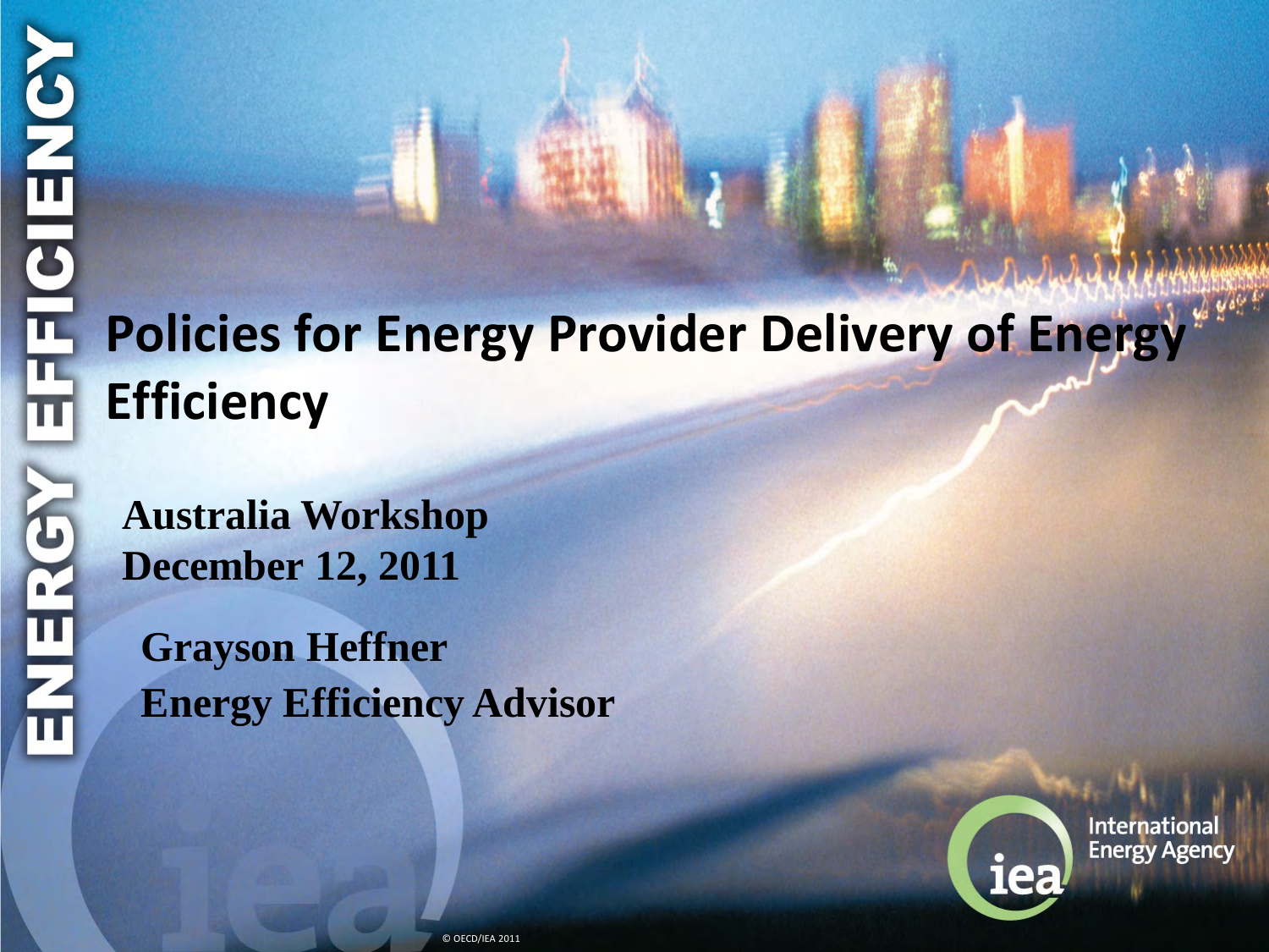# Policies for Energy Provider Delivery of Energy Efficiency

**Australia Workshop**
**December 12, 2011**

**Grayson Heffner**
**Energy Efficiency Advisor**

ENERGY EFFICIENCY

International Energy Agency

© OECD/IEA 2011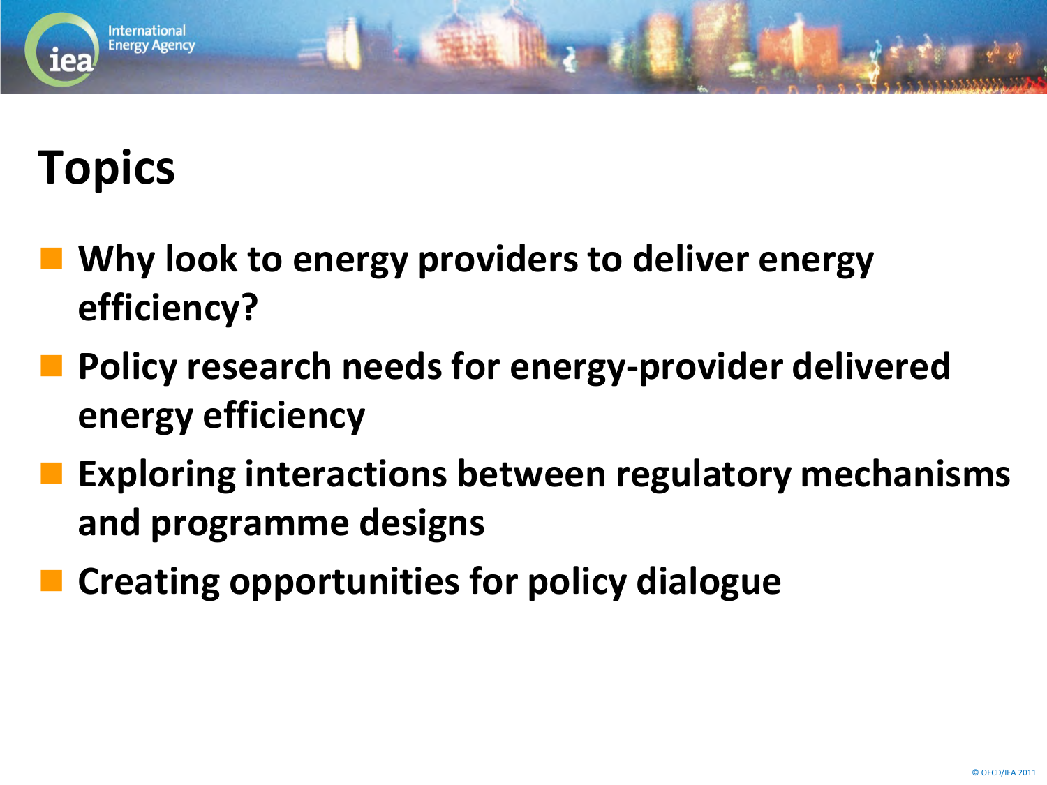# Topics

- **Why look to energy providers to deliver energy efficiency?**
- **Policy research needs for energy-provider delivered energy efficiency**
- **Exploring interactions between regulatory mechanisms and programme designs**
- **Creating opportunities for policy dialogue**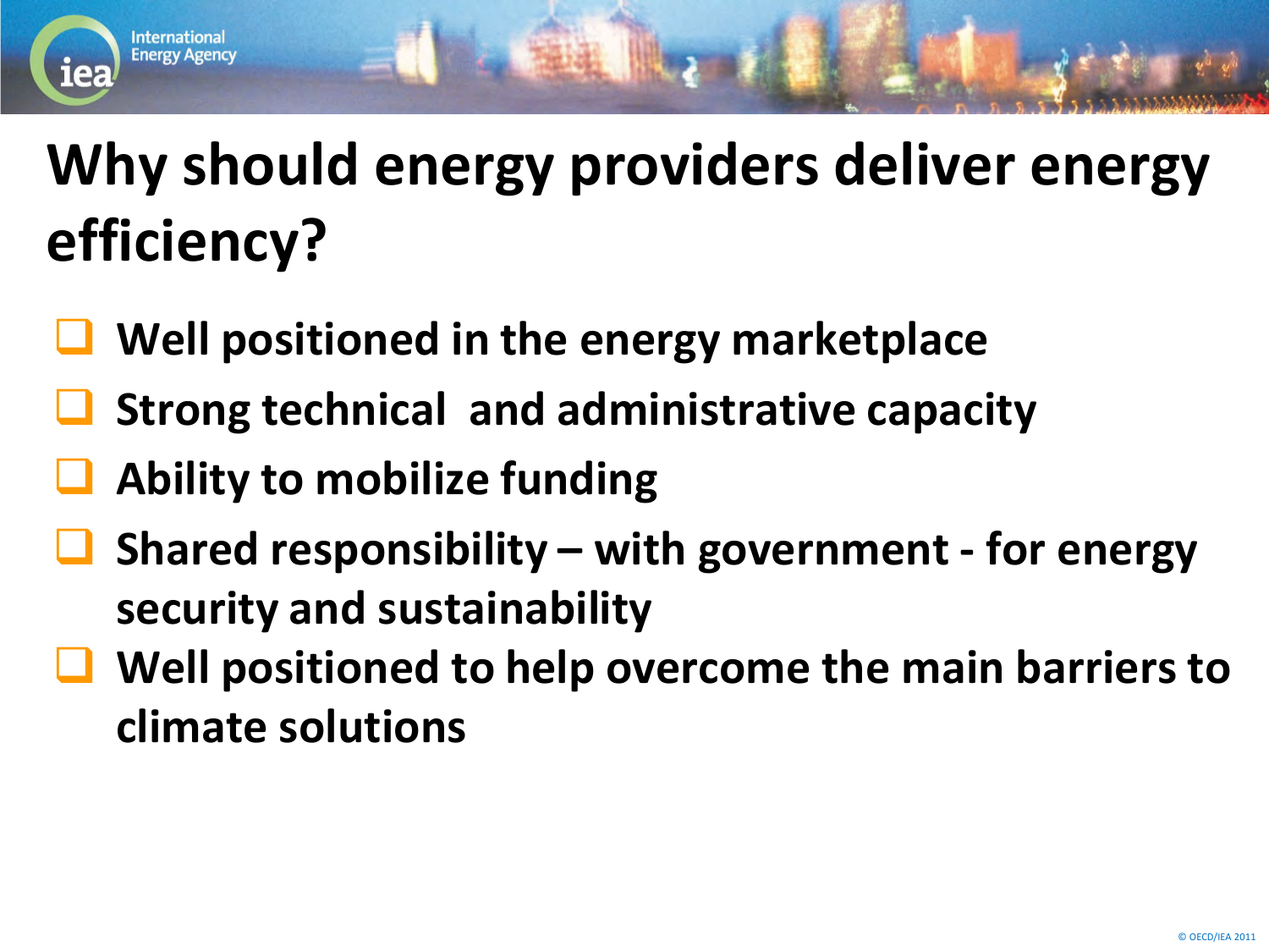# Why should energy providers deliver energy efficiency?

- Well positioned in the energy marketplace
- Strong technical and administrative capacity
- Ability to mobilize funding
- Shared responsibility – with government - for energy security and sustainability
- Well positioned to help overcome the main barriers to climate solutions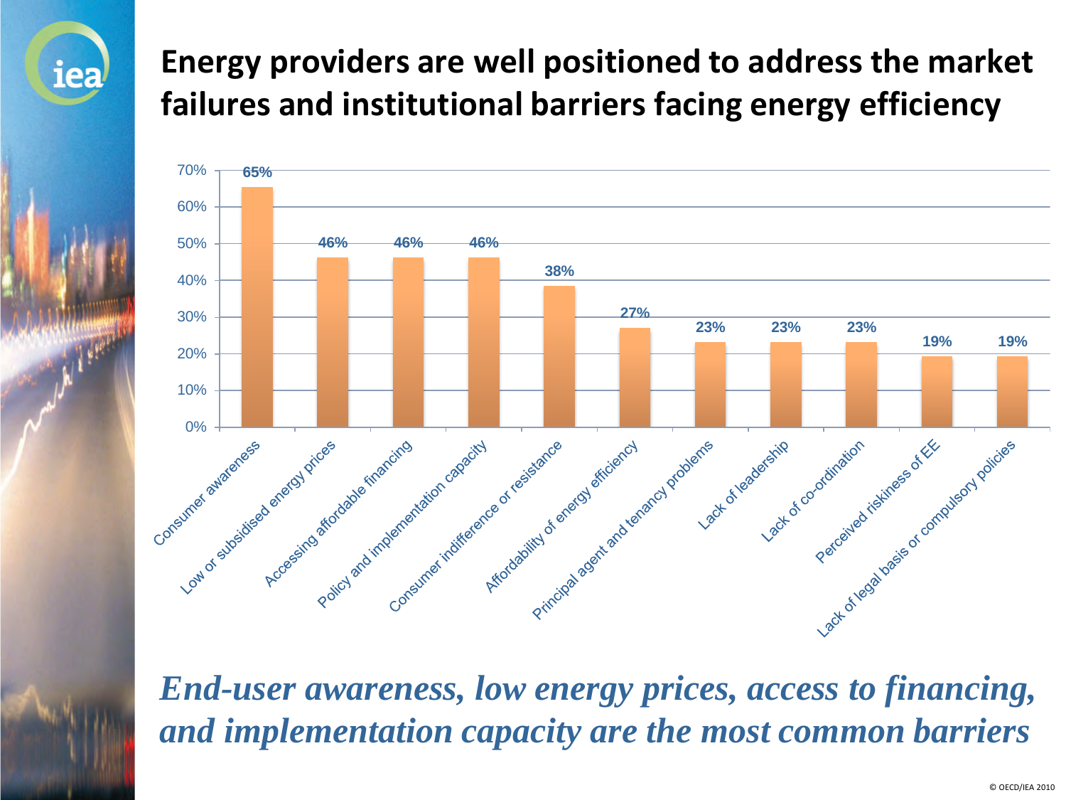# Energy providers are well positioned to address the market failures and institutional barriers facing energy efficiency

| Barrier | Share |
|---|---|
| Consumer awareness | 65% |
| Low or subsidised energy prices | 46% |
| Accessing affordable financing | 46% |
| Policy and implementation capacity | 46% |
| Consumer indifference or resistance | 38% |
| Affordability of energy efficiency | 27% |
| Principal agent and tenancy problems | 23% |
| Lack of leadership | 23% |
| Lack of co-ordination | 23% |
| Perceived riskiness of EE | 19% |
| Lack of legal basis or compulsory policies | 19% |

***End-user awareness, low energy prices, access to financing, and implementation capacity are the most common barriers***

© OECD/IEA 2010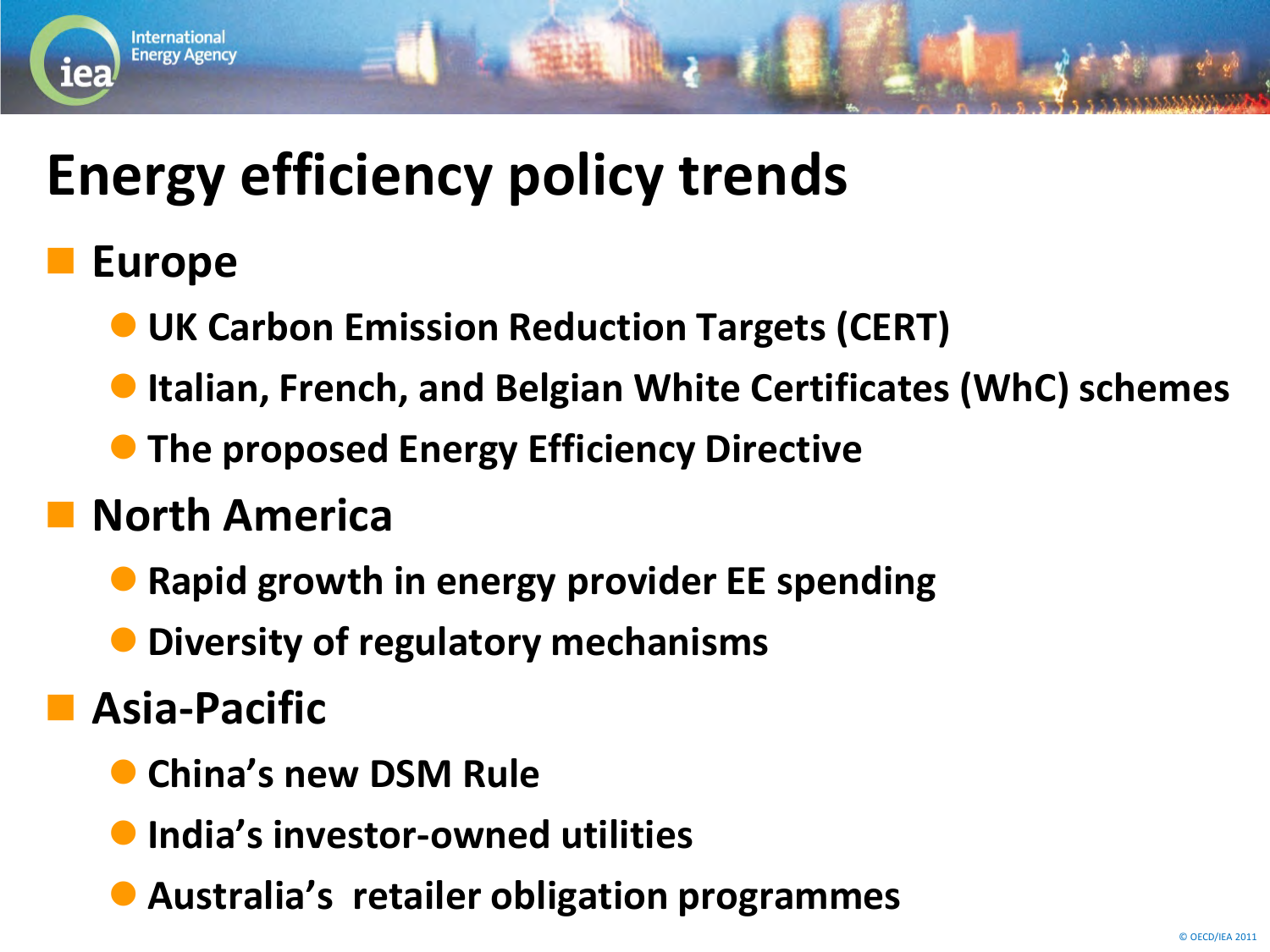# Energy efficiency policy trends

- **Europe**
  - UK Carbon Emission Reduction Targets (CERT)
  - Italian, French, and Belgian White Certificates (WhC) schemes
  - The proposed Energy Efficiency Directive
- **North America**
  - Rapid growth in energy provider EE spending
  - Diversity of regulatory mechanisms
- **Asia-Pacific**
  - China's new DSM Rule
  - India's investor-owned utilities
  - Australia's retailer obligation programmes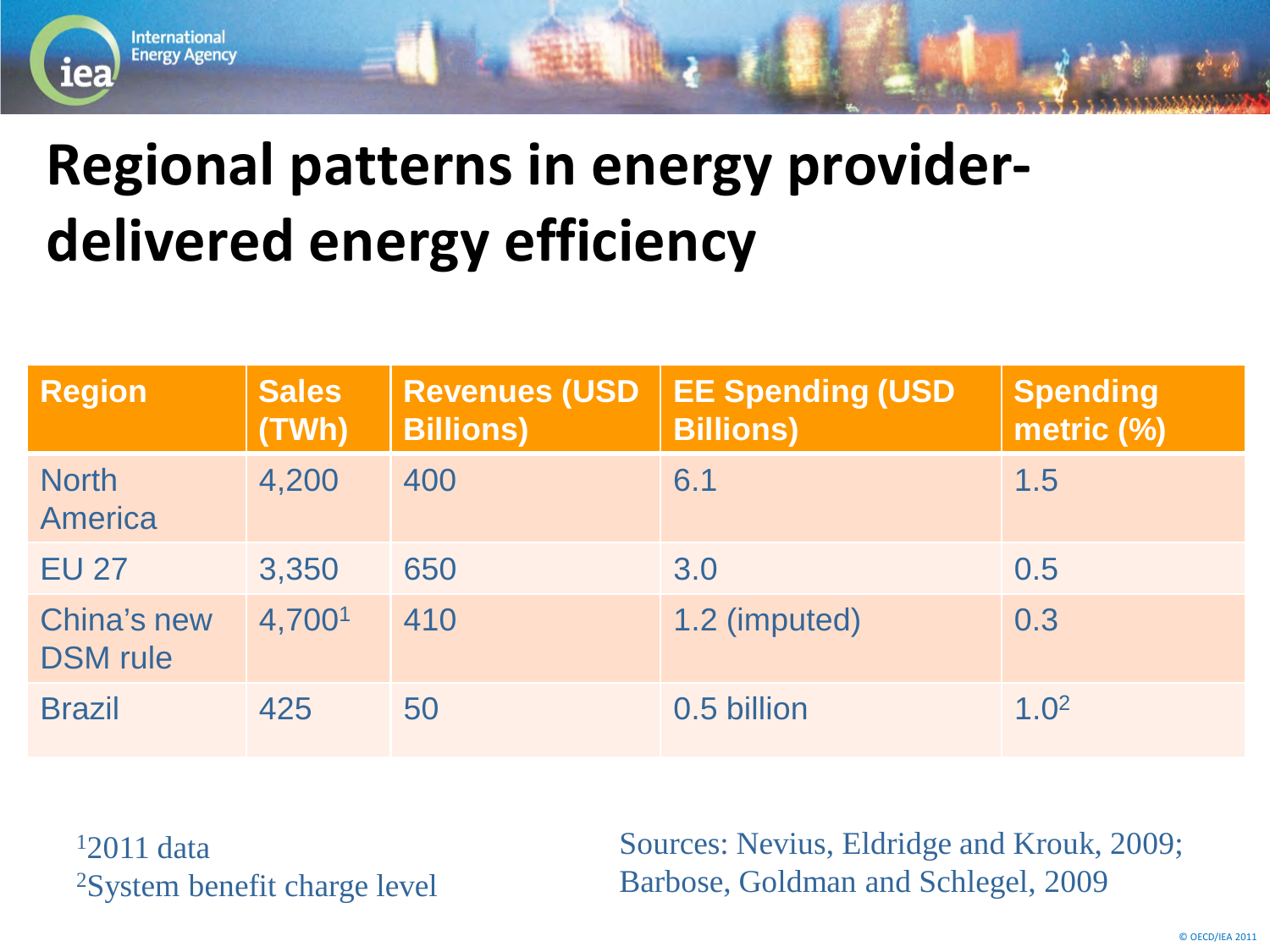# Regional patterns in energy provider-delivered energy efficiency

| Region | Sales (TWh) | Revenues (USD Billions) | EE Spending (USD Billions) | Spending metric (%) |
|---|---|---|---|---|
| North America | 4,200 | 400 | 6.1 | 1.5 |
| EU 27 | 3,350 | 650 | 3.0 | 0.5 |
| China's new DSM rule | 4,700[1] | 410 | 1.2 (imputed) | 0.3 |
| Brazil | 425 | 50 | 0.5 billion | 1.0[2] |

[1]2011 data
[2]System benefit charge level

Sources: Nevius, Eldridge and Krouk, 2009; Barbose, Goldman and Schlegel, 2009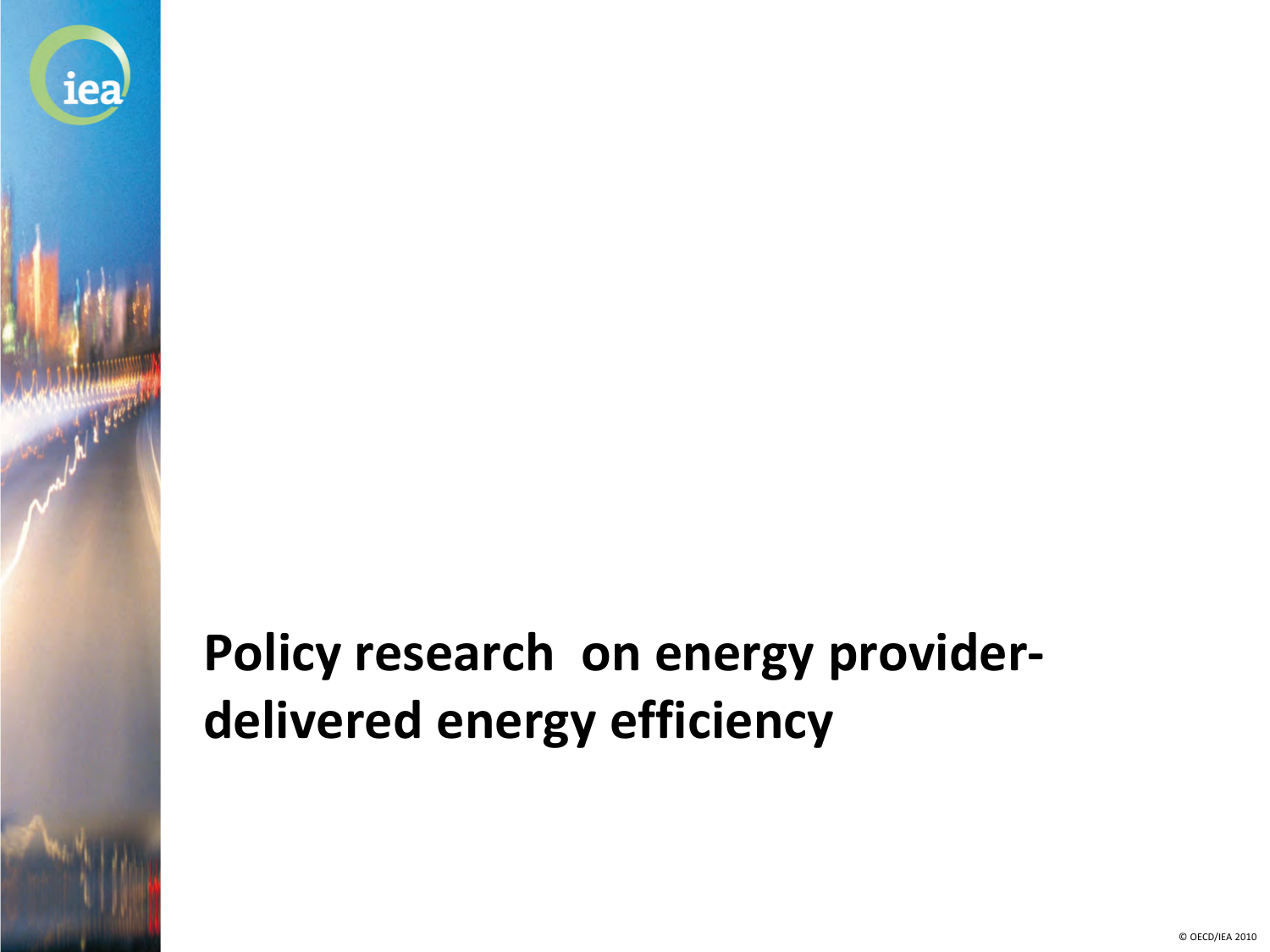# Policy research on energy provider-delivered energy efficiency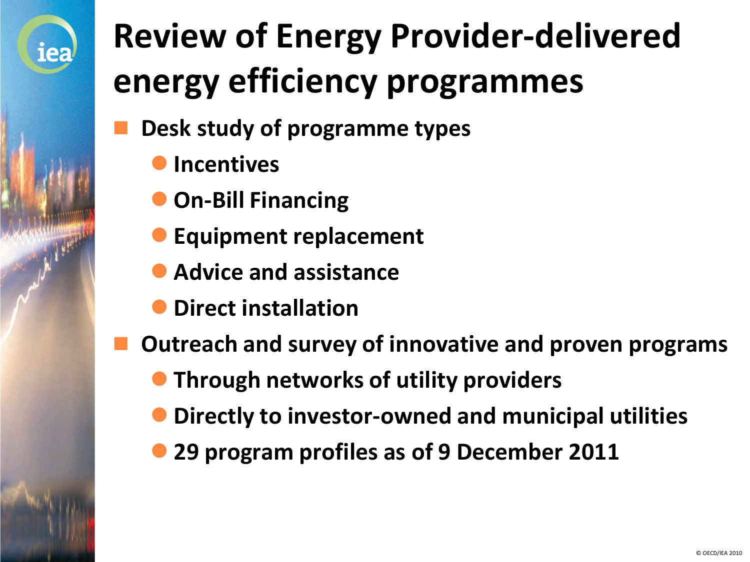# Review of Energy Provider-delivered energy efficiency programmes

- **Desk study of programme types**
  - **Incentives**
  - **On-Bill Financing**
  - **Equipment replacement**
  - **Advice and assistance**
  - **Direct installation**
- **Outreach and survey of innovative and proven programs**
  - **Through networks of utility providers**
  - **Directly to investor-owned and municipal utilities**
  - **29 program profiles as of 9 December 2011**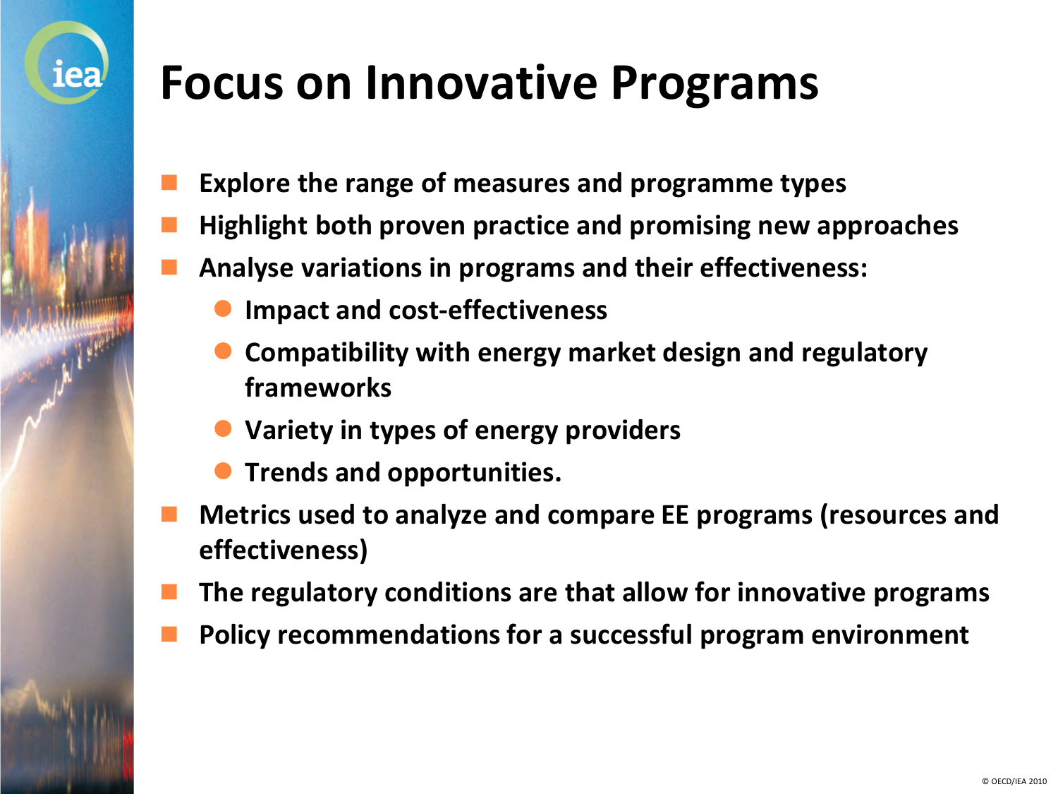# Focus on Innovative Programs

- **Explore the range of measures and programme types**
- **Highlight both proven practice and promising new approaches**
- **Analyse variations in programs and their effectiveness:**
  - **Impact and cost-effectiveness**
  - **Compatibility with energy market design and regulatory frameworks**
  - **Variety in types of energy providers**
  - **Trends and opportunities.**
- **Metrics used to analyze and compare EE programs (resources and effectiveness)**
- **The regulatory conditions are that allow for innovative programs**
- **Policy recommendations for a successful program environment**

© OECD/IEA 2010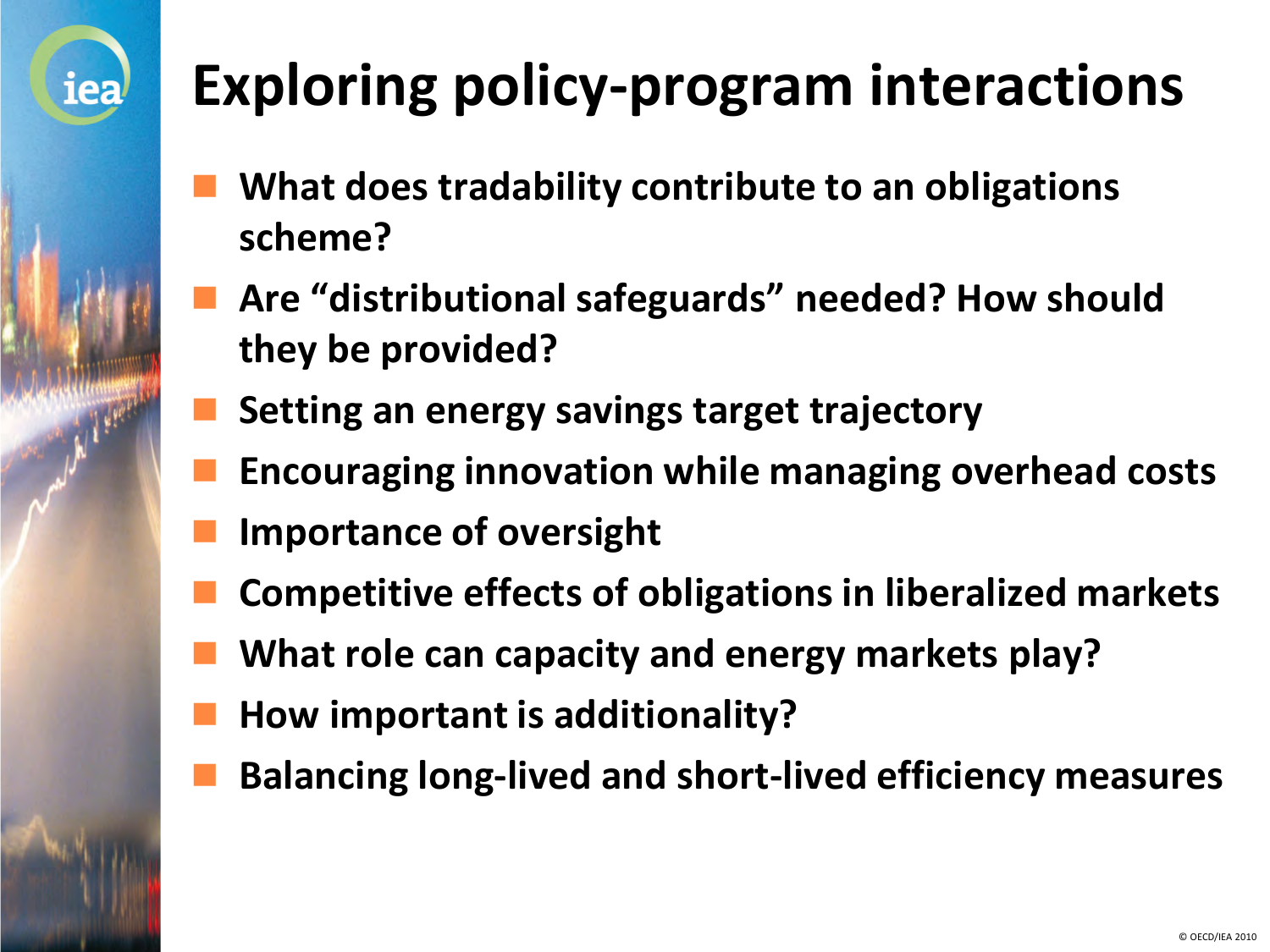# Exploring policy-program interactions

- What does tradability contribute to an obligations scheme?
- Are "distributional safeguards" needed? How should they be provided?
- Setting an energy savings target trajectory
- Encouraging innovation while managing overhead costs
- Importance of oversight
- Competitive effects of obligations in liberalized markets
- What role can capacity and energy markets play?
- How important is additionality?
- Balancing long-lived and short-lived efficiency measures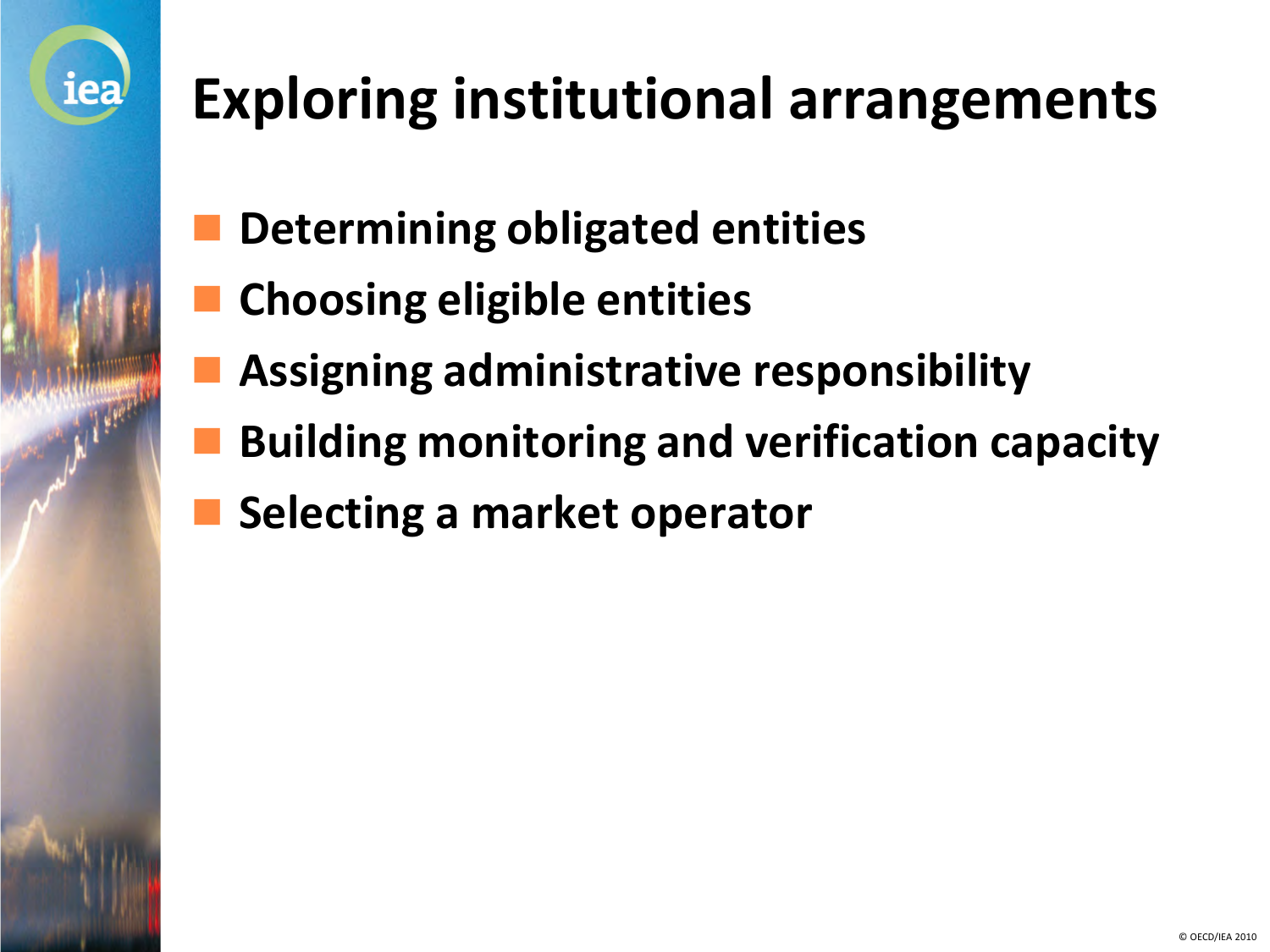# Exploring institutional arrangements

- **Determining obligated entities**
- **Choosing eligible entities**
- **Assigning administrative responsibility**
- **Building monitoring and verification capacity**
- **Selecting a market operator**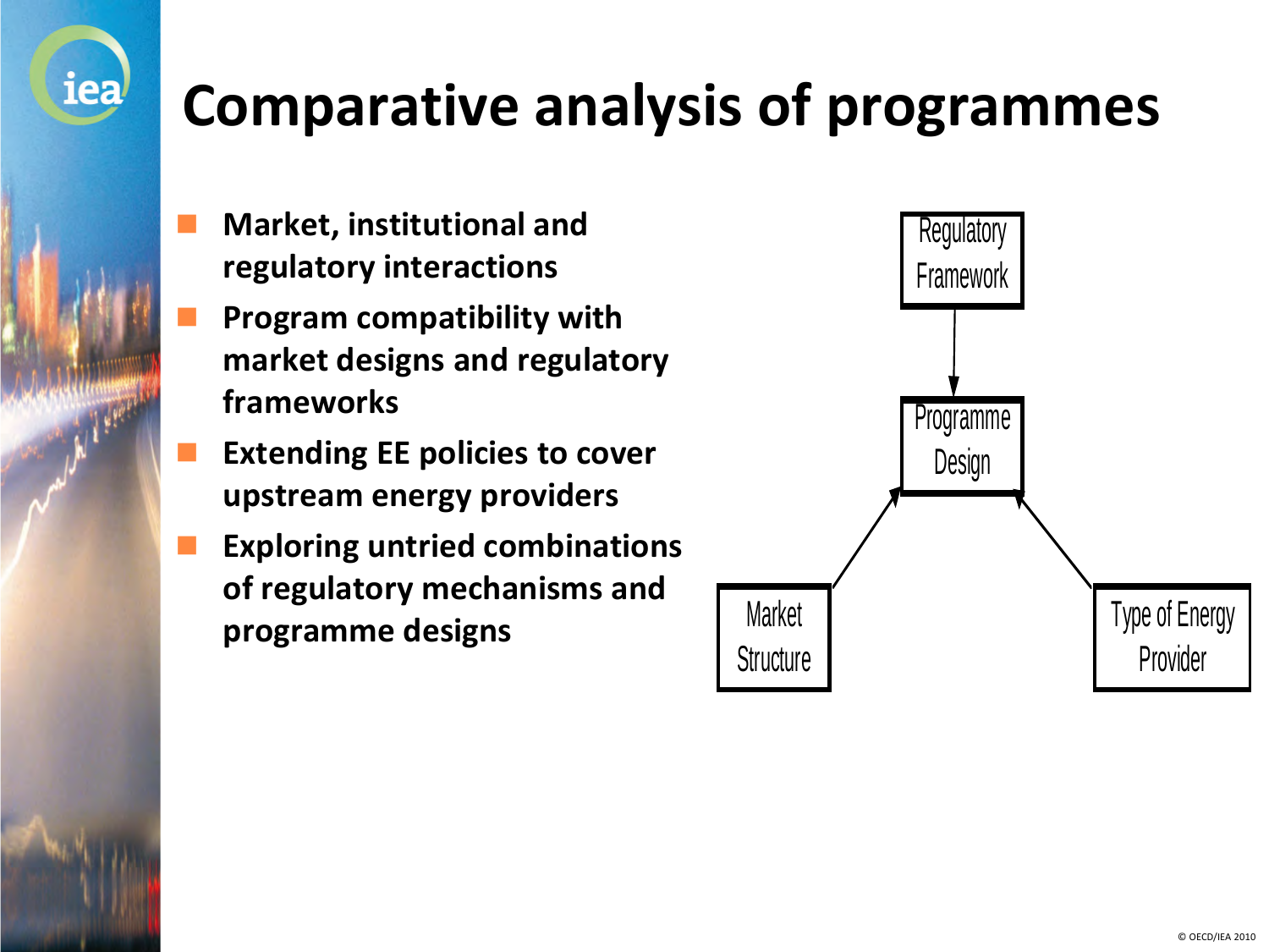# Comparative analysis of programmes

- **Market, institutional and regulatory interactions**
- **Program compatibility with market designs and regulatory frameworks**
- **Extending EE policies to cover upstream energy providers**
- **Exploring untried combinations of regulatory mechanisms and programme designs**

Regulatory Framework

Programme Design

Market Structure

Type of Energy Provider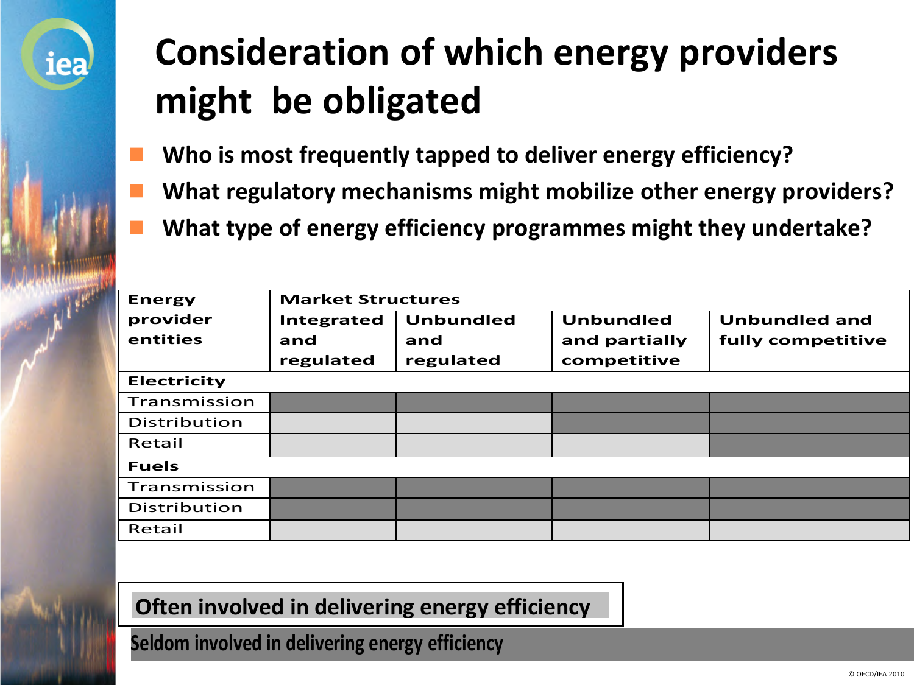# Consideration of which energy providers might be obligated

- **Who is most frequently tapped to deliver energy efficiency?**
- **What regulatory mechanisms might mobilize other energy providers?**
- **What type of energy efficiency programmes might they undertake?**

| Energy provider entities | Market Structures | | | |
|---|---|---|---|---|
| | Integrated and regulated | Unbundled and regulated | Unbundled and partially competitive | Unbundled and fully competitive |
| **Electricity** | | | | |
| Transmission | Seldom | Seldom | Seldom | Seldom |
| Distribution | Often | Often | Seldom | Seldom |
| Retail | Often | Often | Often | Seldom |
| **Fuels** | | | | |
| Transmission | Seldom | Seldom | Seldom | Seldom |
| Distribution | Seldom | Seldom | Seldom | Seldom |
| Retail | Often | Often | Often | Often |

Legend:
- **Often involved in delivering energy efficiency** (light shading)
- **Seldom involved in delivering energy efficiency** (dark shading)

© OECD/IEA 2010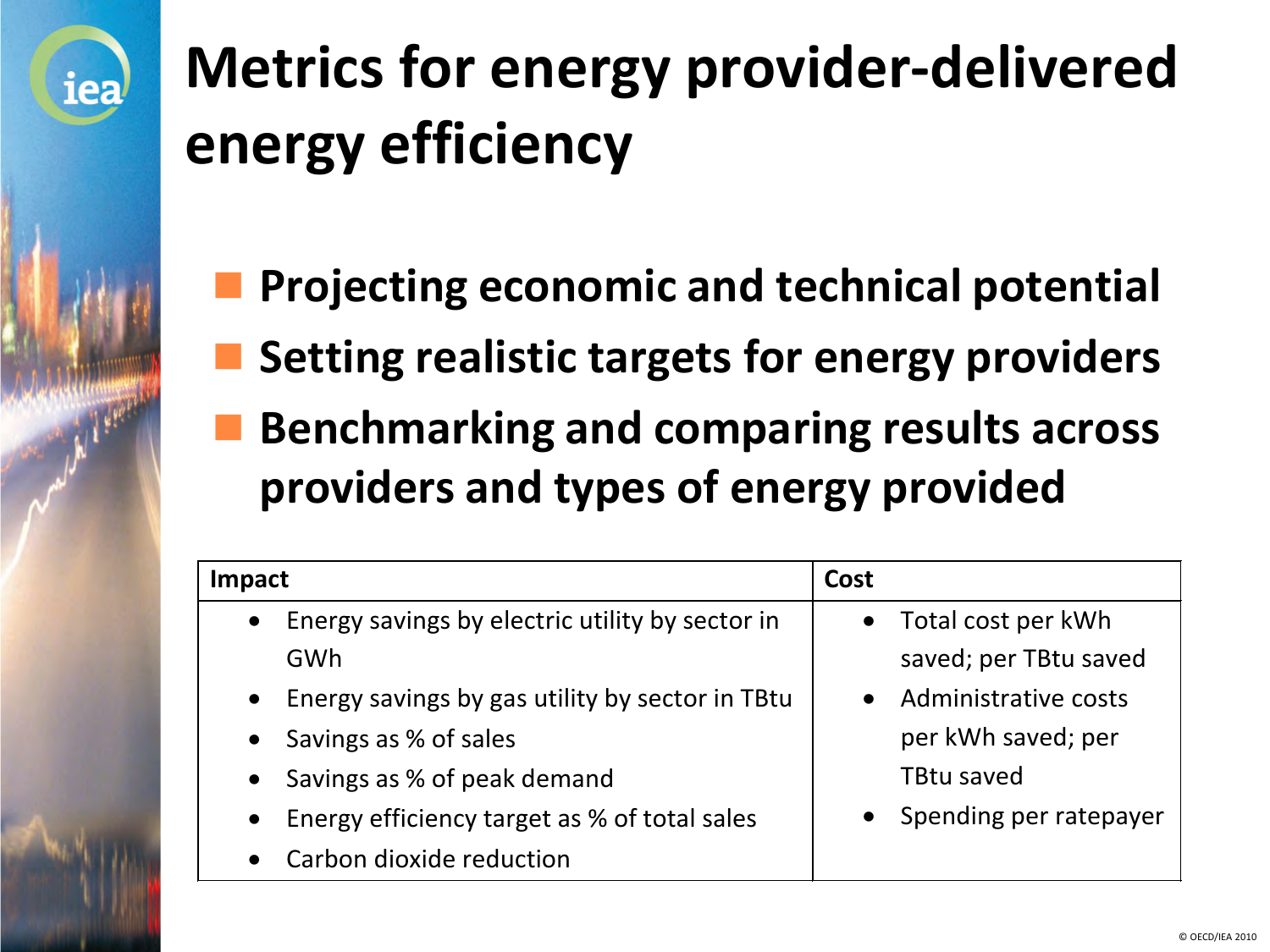# Metrics for energy provider-delivered energy efficiency

- Projecting economic and technical potential
- Setting realistic targets for energy providers
- Benchmarking and comparing results across providers and types of energy provided

| Impact | Cost |
|---|---|
| • Energy savings by electric utility by sector in GWh<br>• Energy savings by gas utility by sector in TBtu<br>• Savings as % of sales<br>• Savings as % of peak demand<br>• Energy efficiency target as % of total sales<br>• Carbon dioxide reduction | • Total cost per kWh saved; per TBtu saved<br>• Administrative costs per kWh saved; per TBtu saved<br>• Spending per ratepayer |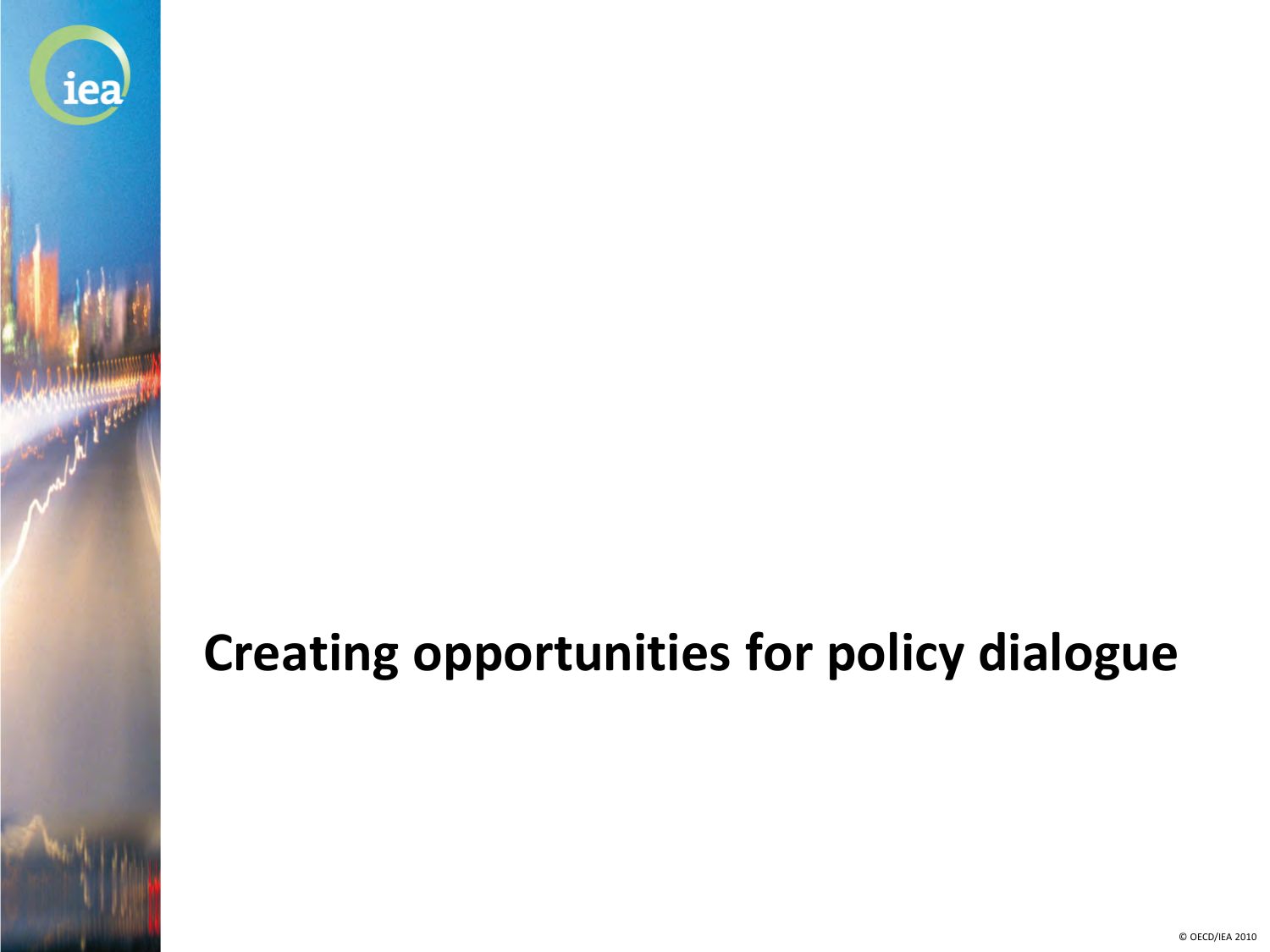# Creating opportunities for policy dialogue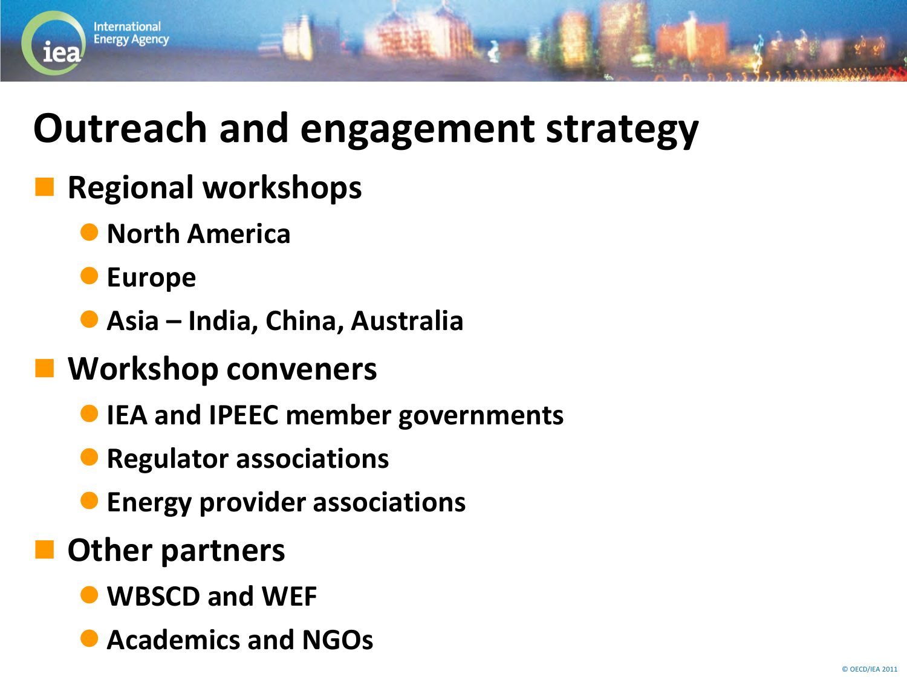# Outreach and engagement strategy

- **Regional workshops**
  - **North America**
  - **Europe**
  - **Asia – India, China, Australia**
- **Workshop conveners**
  - **IEA and IPEEC member governments**
  - **Regulator associations**
  - **Energy provider associations**
- **Other partners**
  - **WBSCD and WEF**
  - **Academics and NGOs**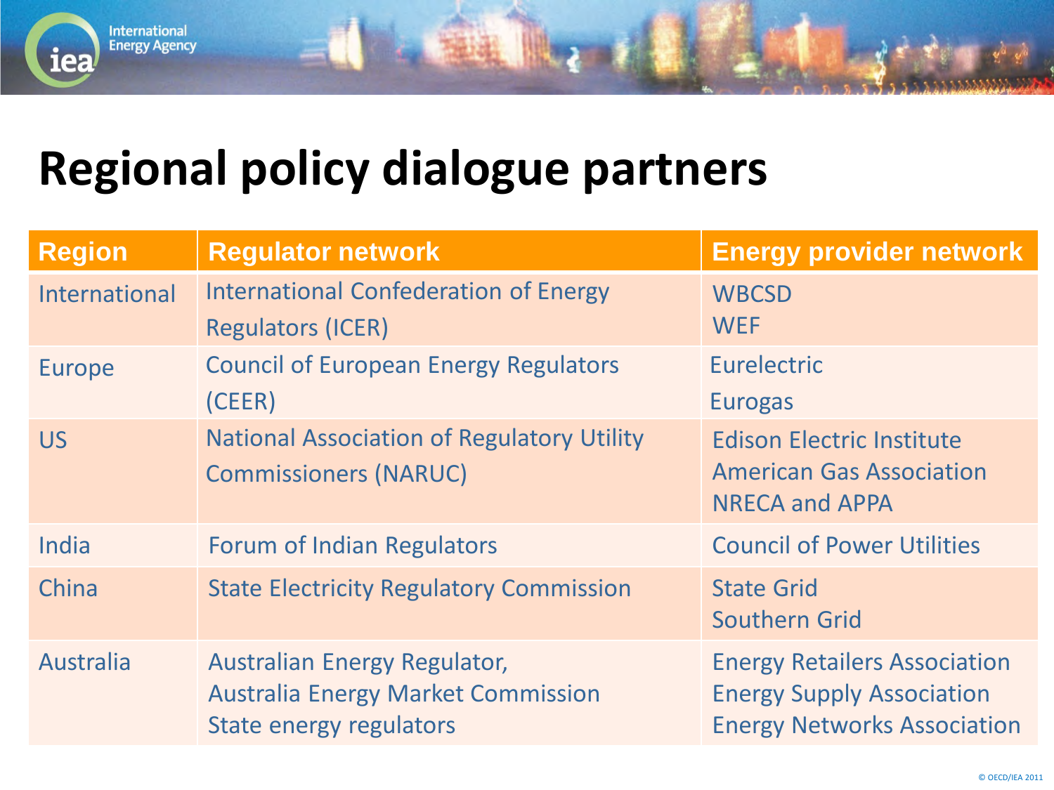# Regional policy dialogue partners

| Region | Regulator network | Energy provider network |
|---|---|---|
| International | International Confederation of Energy Regulators (ICER) | WBCSD<br>WEF |
| Europe | Council of European Energy Regulators (CEER) | Eurelectric<br>Eurogas |
| US | National Association of Regulatory Utility Commissioners (NARUC) | Edison Electric Institute<br>American Gas Association<br>NRECA and APPA |
| India | Forum of Indian Regulators | Council of Power Utilities |
| China | State Electricity Regulatory Commission | State Grid<br>Southern Grid |
| Australia | Australian Energy Regulator,<br>Australia Energy Market Commission<br>State energy regulators | Energy Retailers Association<br>Energy Supply Association<br>Energy Networks Association |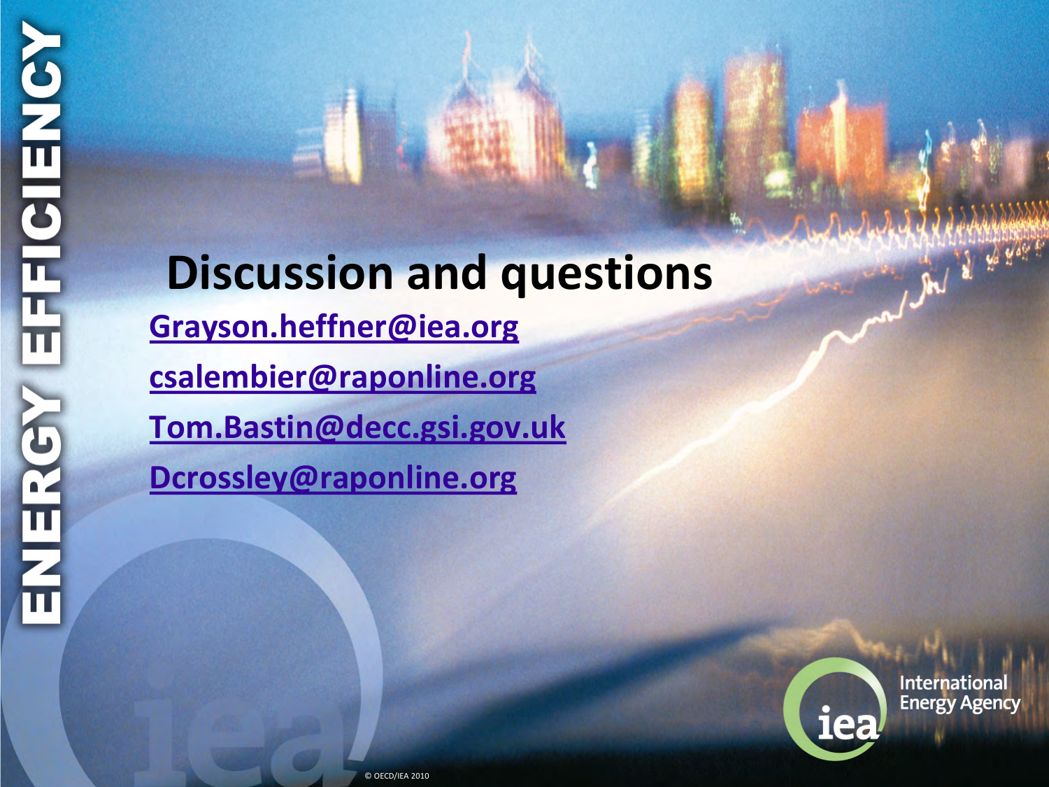# Discussion and questions

Grayson.heffner@iea.org

csalembier@raponline.org

Tom.Bastin@decc.gsi.gov.uk

Dcrossley@raponline.org